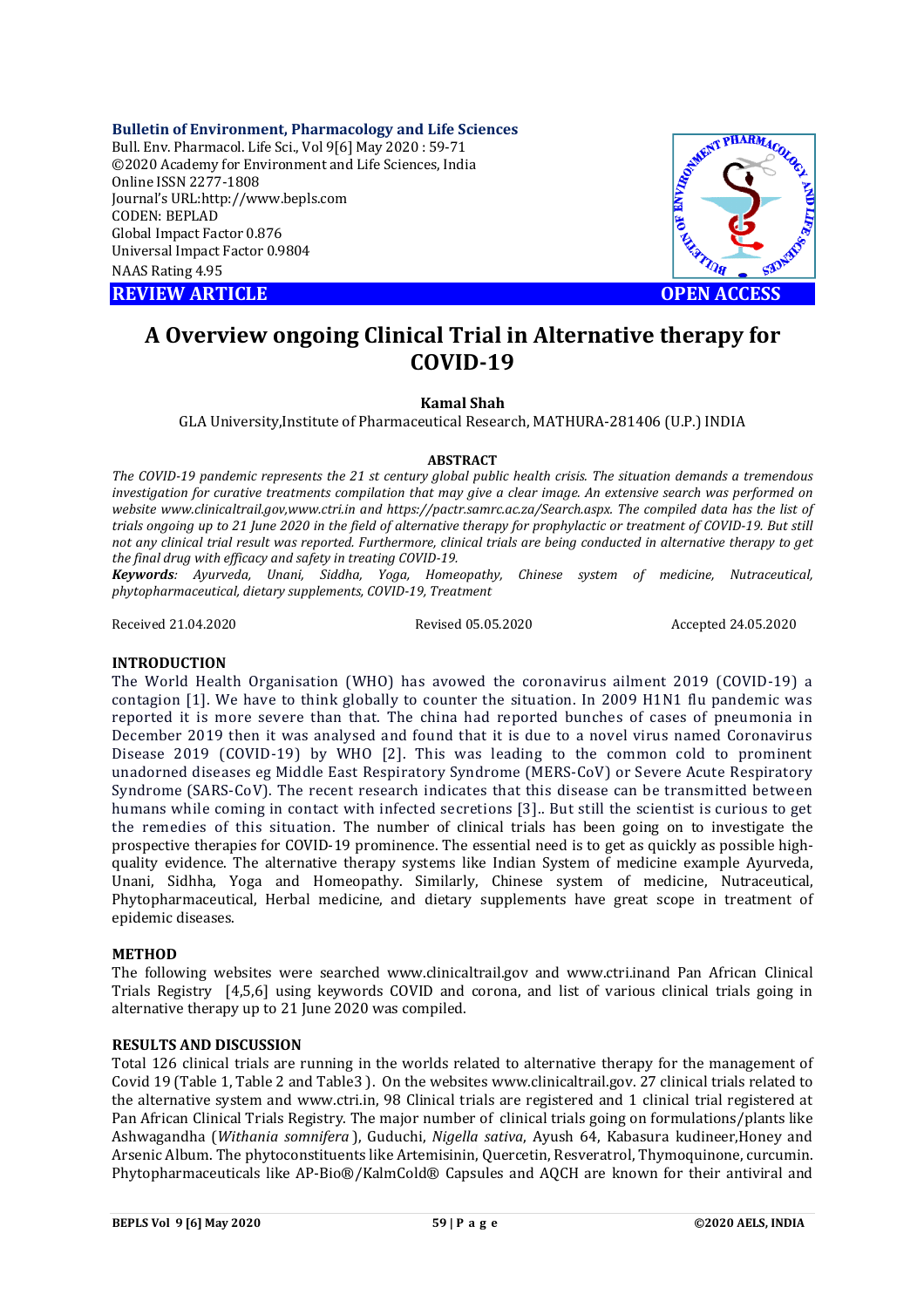**Bulletin of Environment, Pharmacology and Life Sciences**
Bull. Env. Pharmacol. Life Sci., Vol 9[6] May 2020 : 59-71
©2020 Academy for Environment and Life Sciences, India
Online ISSN 2277-1808
Journal's URL:http://www.bepls.com
CODEN: BEPLAD
Global Impact Factor 0.876
Universal Impact Factor 0.9804
NAAS Rating 4.95

**REVIEW ARTICLE** **OPEN ACCESS**

# A Overview ongoing Clinical Trial in Alternative therapy for COVID-19

**Kamal Shah**

GLA University,Institute of Pharmaceutical Research, MATHURA-281406 (U.P.) INDIA

### ABSTRACT

*The COVID-19 pandemic represents the 21 st century global public health crisis. The situation demands a tremendous investigation for curative treatments compilation that may give a clear image. An extensive search was performed on website www.clinicaltrail.gov,www.ctri.in and https://pactr.samrc.ac.za/Search.aspx. The compiled data has the list of trials ongoing up to 21 June 2020 in the field of alternative therapy for prophylactic or treatment of COVID-19. But still not any clinical trial result was reported. Furthermore, clinical trials are being conducted in alternative therapy to get the final drug with efficacy and safety in treating COVID-19.*

***Keywords**: Ayurveda, Unani, Siddha, Yoga, Homeopathy, Chinese system of medicine, Nutraceutical, phytopharmaceutical, dietary supplements, COVID-19, Treatment*

Received 21.04.2020 Revised 05.05.2020 Accepted 24.05.2020

## INTRODUCTION

The World Health Organisation (WHO) has avowed the coronavirus ailment 2019 (COVID-19) a contagion [1]. We have to think globally to counter the situation. In 2009 H1N1 flu pandemic was reported it is more severe than that. The china had reported bunches of cases of pneumona in December 2019 then it was analysed and found that it is due to a novel virus named Coronavirus Disease 2019 (COVID-19) by WHO [2]. This was leading to the common cold to prominent unadorned diseases eg Middle East Respiratory Syndrome (MERS-CoV) or Severe Acute Respiratory Syndrome (SARS-CoV). The recent research indicates that this disease can be transmitted between humans while coming in contact with infected secretions [3].. But still the scientist is curious to get the remedies of this situation. The number of clinical trials has been going on to investigate the prospective therapies for COVID-19 prominence. The essential need is to get as quickly as possible high-quality evidence. The alternative therapy systems like Indian System of medicine example Ayurveda, Unani, Sidhha, Yoga and Homeopathy. Similarly, Chinese system of medicine, Nutraceutical, Phytopharmaceutical, Herbal medicine, and dietary supplements have great scope in treatment of epidemic diseases.

## METHOD

The following websites were searched www.clinicaltrail.gov and www.ctri.inand Pan African Clinical Trials Registry [4,5,6] using keywords COVID and corona, and list of various clinical trials going in alternative therapy up to 21 June 2020 was compiled.

## RESULTS AND DISCUSSION

Total 126 clinical trials are running in the worlds related to alternative therapy for the management of Covid 19 (Table 1, Table 2 and Table3 ). On the websites www.clinicaltrail.gov. 27 clinical trials related to the alternative system and www.ctri.in, 98 Clinical trials are registered and 1 clinical trial registered at Pan African Clinical Trials Registry. The major number of clinical trials going on formulations/plants like Ashwagandha (*Withania somnifera* ), Guduchi, *Nigella sativa*, Ayush 64, Kabasura kudineer,Honey and Arsenic Album. The phytoconstituents like Artemisinin, Quercetin, Resveratrol, Thymoquinone, curcumin. Phytopharmaceuticals like AP-Bio®/KalmCold® Capsules and AQCH are known for their antiviral and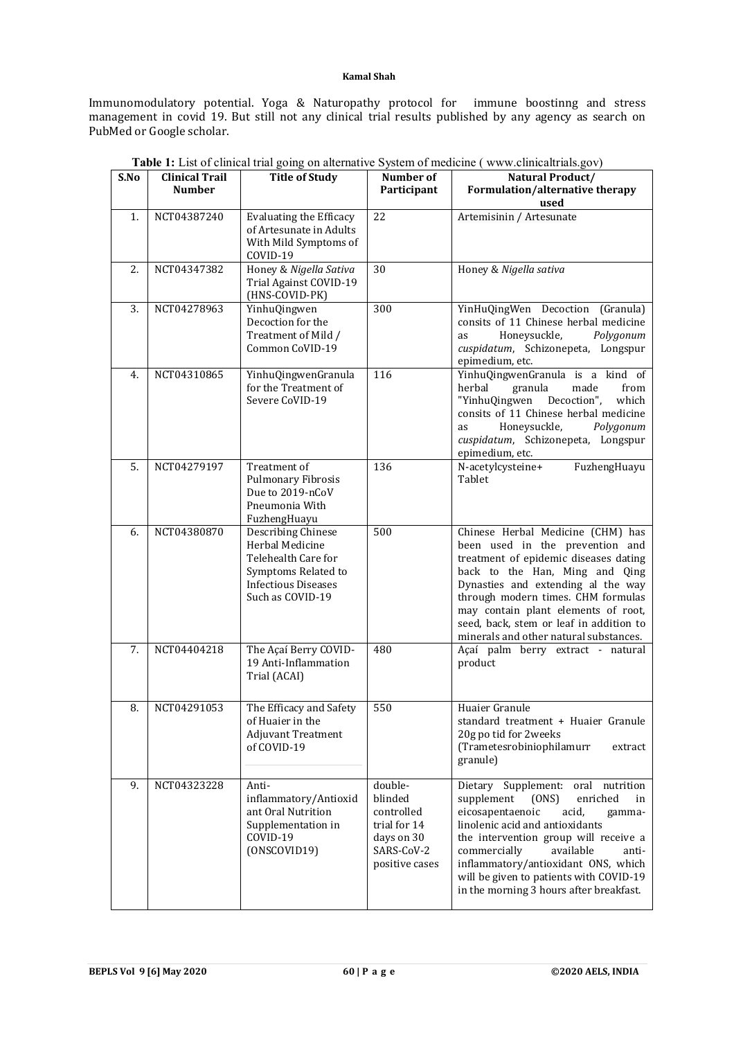Immunomodulatory potential. Yoga & Naturopathy protocol for immune boostinng and stress management in covid 19. But still not any clinical trial results published by any agency as search on PubMed or Google scholar.

**Table 1:** List of clinical trial going on alternative System of medicine ( www.clinicaltrials.gov)

| S.No | Clinical Trail Number | Title of Study | Number of Participant | Natural Product/ Formulation/alternative therapy used |
|---|---|---|---|---|
| 1. | NCT04387240 | Evaluating the Efficacy of Artesunate in Adults With Mild Symptoms of COVID-19 | 22 | Artemisinin / Artesunate |
| 2. | NCT04347382 | Honey & *Nigella Sativa* Trial Against COVID-19 (HNS-COVID-PK) | 30 | Honey & *Nigella sativa* |
| 3. | NCT04278963 | YinhuQingwen Decoction for the Treatment of Mild / Common CoVID-19 | 300 | YinHuQingWen Decoction (Granula) consits of 11 Chinese herbal medicine as Honeysuckle, *Polygonum cuspidatum*, Schizonepeta, Longspur epimedium, etc. |
| 4. | NCT04310865 | YinhuQingwenGranula for the Treatment of Severe CoVID-19 | 116 | YinhuQingwenGranula is a kind of herbal granula made from "YinhuQingwen Decoction", which consits of 11 Chinese herbal medicine as Honeysuckle, *Polygonum cuspidatum*, Schizonepeta, Longspur epimedium, etc. |
| 5. | NCT04279197 | Treatment of Pulmonary Fibrosis Due to 2019-nCoV Pneumonia With FuzhengHuayu | 136 | N-acetylcysteine+ FuzhengHuayu Tablet |
| 6. | NCT04380870 | Describing Chinese Herbal Medicine Telehealth Care for Symptoms Related to Infectious Diseases Such as COVID-19 | 500 | Chinese Herbal Medicine (CHM) has been used in the prevention and treatment of epidemic diseases dating back to the Han, Ming and Qing Dynasties and extending al the way through modern times. CHM formulas may contain plant elements of root, seed, back, stem or leaf in addition to minerals and other natural substances. |
| 7. | NCT04404218 | The Açaí Berry COVID-19 Anti-Inflammation Trial (ACAI) | 480 | Açaí palm berry extract - natural product |
| 8. | NCT04291053 | The Efficacy and Safety of Huaier in the Adjuvant Treatment of COVID-19 | 550 | Huaier Granule standard treatment + Huaier Granule 20g po tid for 2weeks (Trametesrobiniophilamurr extract granule) |
| 9. | NCT04323228 | Anti-inflammatory/Antioxidant Oral Nutrition Supplementation in COVID-19 (ONSCOVID19) | double-blinded controlled trial for 14 days on 30 SARS-CoV-2 positive cases | Dietary Supplement: oral nutrition supplement (ONS) enriched in eicosapentaenoic acid, gamma-linolenic acid and antioxidants the intervention group will receive a commercially available anti-inflammatory/antioxidant ONS, which will be given to patients with COVID-19 in the morning 3 hours after breakfast. |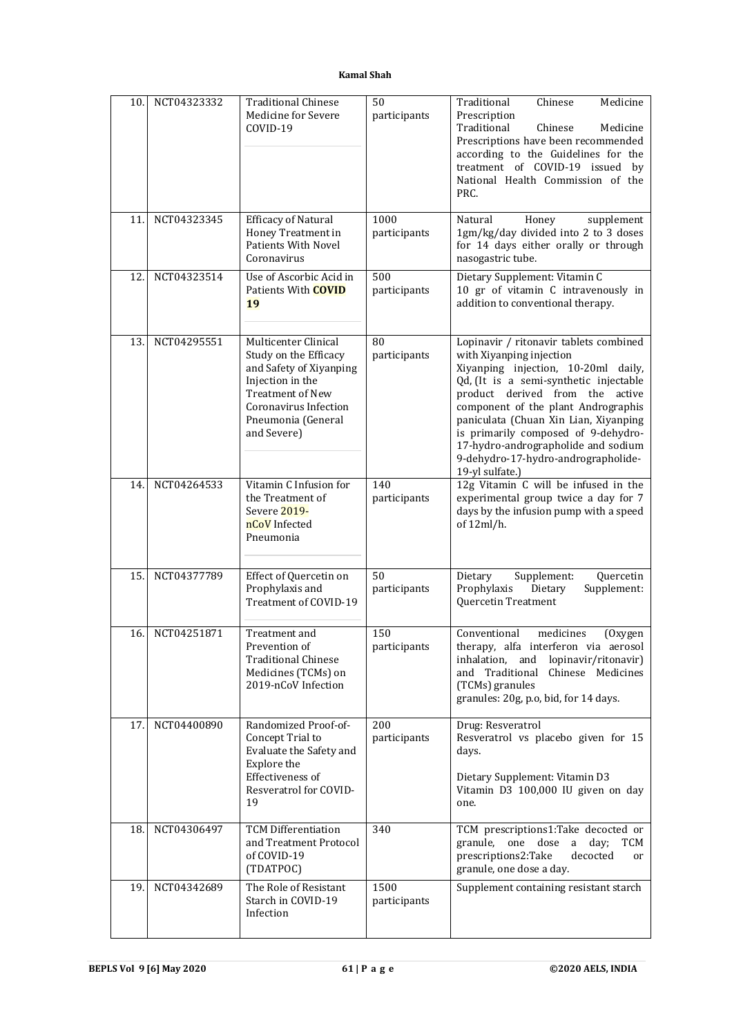| 10. | NCT04323332 | Traditional Chinese Medicine for Severe COVID-19 | 50 participants | Traditional Chinese Medicine Prescription<br>Traditional Chinese Medicine Prescriptions have been recommended according to the Guidelines for the treatment of COVID-19 issued by National Health Commission of the PRC. |
|---|---|---|---|---|
| 11. | NCT04323345 | Efficacy of Natural Honey Treatment in Patients With Novel Coronavirus | 1000 participants | Natural Honey supplement 1gm/kg/day divided into 2 to 3 doses for 14 days either orally or through nasogastric tube. |
| 12. | NCT04323514 | Use of Ascorbic Acid in Patients With **COVID 19** | 500 participants | Dietary Supplement: Vitamin C<br>10 gr of vitamin C intravenously in addition to conventional therapy. |
| 13. | NCT04295551 | Multicenter Clinical Study on the Efficacy and Safety of Xiyanping Injection in the Treatment of New Coronavirus Infection Pneumonia (General and Severe) | 80 participants | Lopinavir / ritonavir tablets combined with Xiyanping injection<br>Xiyanping injection, 10-20ml daily, Qd, (It is a semi-synthetic injectable product derived from the active component of the plant Andrographis paniculata (Chuan Xin Lian, Xiyanping is primarily composed of 9-dehydro-17-hydro-andrographolide and sodium 9-dehydro-17-hydro-andrographolide-19-yl sulfate.) |
| 14. | NCT04264533 | Vitamin C Infusion for the Treatment of Severe 2019-nCoV Infected Pneumonia | 140 participants | 12g Vitamin C will be infused in the experimental group twice a day for 7 days by the infusion pump with a speed of 12ml/h. |
| 15. | NCT04377789 | Effect of Quercetin on Prophylaxis and Treatment of COVID-19 | 50 participants | Dietary Supplement: Quercetin Prophylaxis Dietary Supplement: Quercetin Treatment |
| 16. | NCT04251871 | Treatment and Prevention of Traditional Chinese Medicines (TCMs) on 2019-nCoV Infection | 150 participants | Conventional medicines (Oxygen therapy, alfa interferon via aerosol inhalation, and lopinavir/ritonavir) and Traditional Chinese Medicines (TCMs) granules<br>granules: 20g, p.o, bid, for 14 days. |
| 17. | NCT04400890 | Randomized Proof-of-Concept Trial to Evaluate the Safety and Explore the Effectiveness of Resveratrol for COVID-19 | 200 participants | Drug: Resveratrol<br>Resveratrol vs placebo given for 15 days.<br><br>Dietary Supplement: Vitamin D3<br>Vitamin D3 100,000 IU given on day one. |
| 18. | NCT04306497 | TCM Differentiation and Treatment Protocol of COVID-19 (TDATPOC) | 340 | TCM prescriptions1:Take decocted or granule, one dose a day; TCM prescriptions2:Take decocted or granule, one dose a day. |
| 19. | NCT04342689 | The Role of Resistant Starch in COVID-19 Infection | 1500 participants | Supplement containing resistant starch |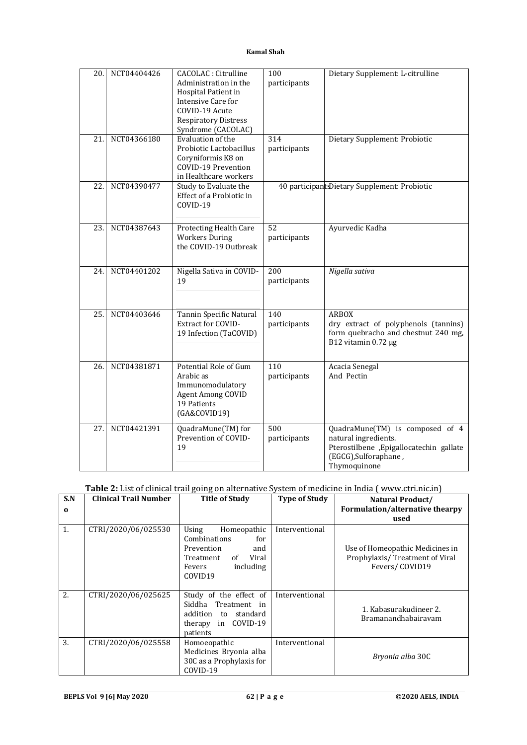| 20. | NCT04404426 | CACOLAC : Citrulline Administration in the Hospital Patient in Intensive Care for COVID-19 Acute Respiratory Distress Syndrome (CACOLAC) | 100 participants | Dietary Supplement: L-citrulline |
|---|---|---|---|---|
| 21. | NCT04366180 | Evaluation of the Probiotic Lactobacillus Coryniformis K8 on COVID-19 Prevention in Healthcare workers | 314 participants | Dietary Supplement: Probiotic |
| 22. | NCT04390477 | Study to Evaluate the Effect of a Probiotic in COVID-19 | 40 participants | Dietary Supplement: Probiotic |
| 23. | NCT04387643 | Protecting Health Care Workers During the COVID-19 Outbreak | 52 participants | Ayurvedic Kadha |
| 24. | NCT04401202 | Nigella Sativa in COVID-19 | 200 participants | *Nigella sativa* |
| 25. | NCT04403646 | Tannin Specific Natural Extract for COVID-19 Infection (TaCOVID) | 140 participants | ARBOX dry extract of polyphenols (tannins) form quebracho and chestnut 240 mg, B12 vitamin 0.72 µg |
| 26. | NCT04381871 | Potential Role of Gum Arabic as Immunomodulatory Agent Among COVID 19 Patients (GA&COVID19) | 110 participants | Acacia Senegal And Pectin |
| 27. | NCT04421391 | QuadraMune(TM) for Prevention of COVID-19 | 500 participants | QuadraMune(TM) is composed of 4 natural ingredients. Pterostilbene ,Epigallocatechin gallate (EGCG),Sulforaphane , Thymoquinone |

**Table 2:** List of clinical trail going on alternative System of medicine in India ( www.ctri.nic.in)

| S.No | Clinical Trail Number | Title of Study | Type of Study | Natural Product/ Formulation/alternative thearpy used |
|---|---|---|---|---|
| 1. | CTRI/2020/06/025530 | Using Homeopathic Combinations for Prevention and Treatment of Viral Fevers including COVID19 | Interventional | Use of Homeopathic Medicines in Prophylaxis/ Treatment of Viral Fevers/ COVID19 |
| 2. | CTRI/2020/06/025625 | Study of the effect of Siddha Treatment in addition to standard therapy in COVID-19 patients | Interventional | 1. Kabasurakudineer 2. Bramanandhabairavam |
| 3. | CTRI/2020/06/025558 | Homoeopathic Medicines Bryonia alba 30C as a Prophylaxis for COVID-19 | Interventional | *Bryonia alba* 30C |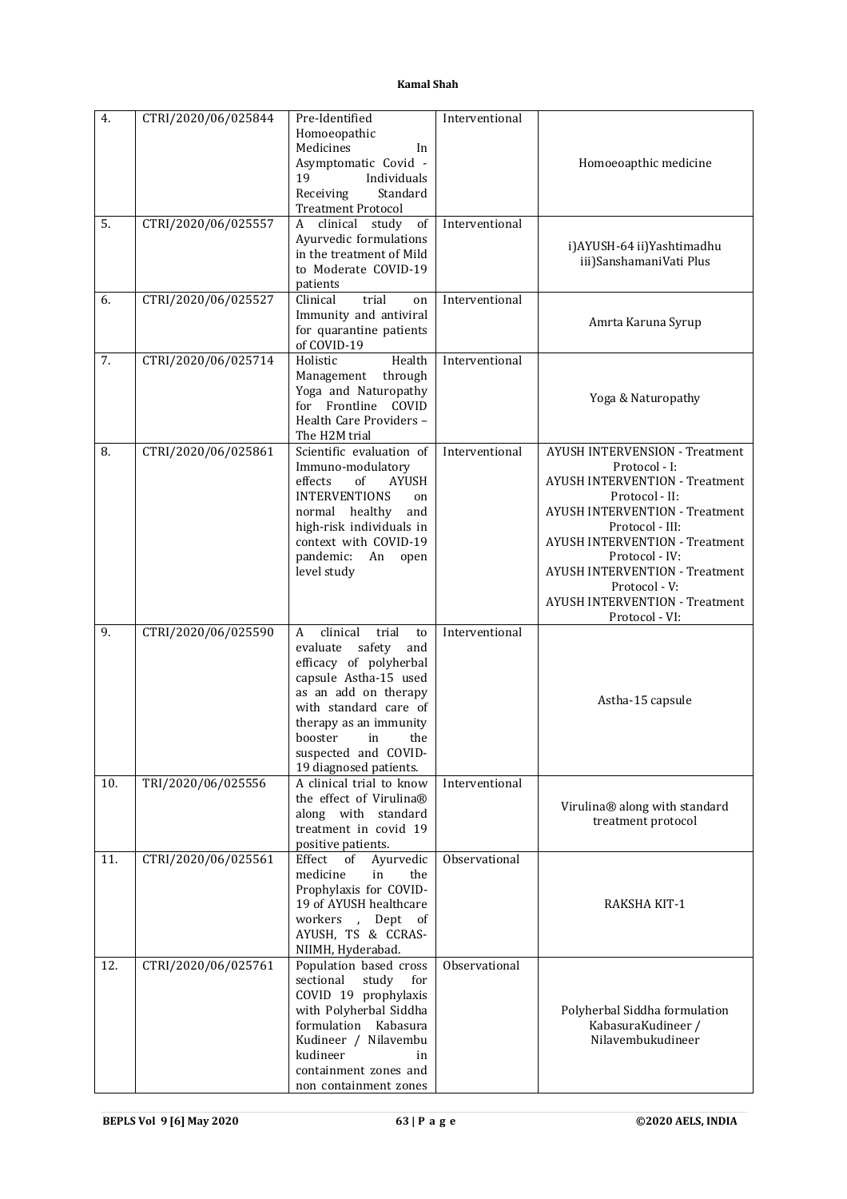| 4. | CTRI/2020/06/025844 | Pre-Identified Homoeopathic Medicines In Asymptomatic Covid - 19 Individuals Receiving Standard Treatment Protocol | Interventional | Homoeoapthic medicine |
|---|---|---|---|---|
| 5. | CTRI/2020/06/025557 | A clinical study of Ayurvedic formulations in the treatment of Mild to Moderate COVID-19 patients | Interventional | i)AYUSH-64 ii)Yashtimadhu iii)SanshamaniVati Plus |
| 6. | CTRI/2020/06/025527 | Clinical trial on Immunity and antiviral for quarantine patients of COVID-19 | Interventional | Amrta Karuna Syrup |
| 7. | CTRI/2020/06/025714 | Holistic Health Management through Yoga and Naturopathy for Frontline COVID Health Care Providers – The H2M trial | Interventional | Yoga & Naturopathy |
| 8. | CTRI/2020/06/025861 | Scientific evaluation of Immuno-modulatory effects of AYUSH INTERVENTIONS on normal healthy and high-risk individuals in context with COVID-19 pandemic: An open level study | Interventional | AYUSH INTERVENSION - Treatment Protocol - I: AYUSH INTERVENTION - Treatment Protocol - II: AYUSH INTERVENTION - Treatment Protocol - III: AYUSH INTERVENTION - Treatment Protocol - IV: AYUSH INTERVENTION - Treatment Protocol - V: AYUSH INTERVENTION - Treatment Protocol - VI: |
| 9. | CTRI/2020/06/025590 | A clinical trial to evaluate safety and efficacy of polyherbal capsule Astha-15 used as an add on therapy with standard care of therapy as an immunity booster in the suspected and COVID-19 diagnosed patients. | Interventional | Astha-15 capsule |
| 10. | TRI/2020/06/025556 | A clinical trial to know the effect of Virulina® along with standard treatment in covid 19 positive patients. | Interventional | Virulina® along with standard treatment protocol |
| 11. | CTRI/2020/06/025561 | Effect of Ayurvedic medicine in the Prophylaxis for COVID-19 of AYUSH healthcare workers , Dept of AYUSH, TS & CCRAS-NIIMH, Hyderabad. | Observational | RAKSHA KIT-1 |
| 12. | CTRI/2020/06/025761 | Population based cross sectional study for COVID 19 prophylaxis with Polyherbal Siddha formulation Kabasura Kudineer / Nilavembu kudineer in containment zones and non containment zones | Observational | Polyherbal Siddha formulation KabasuraKudineer / Nilavembukudineer |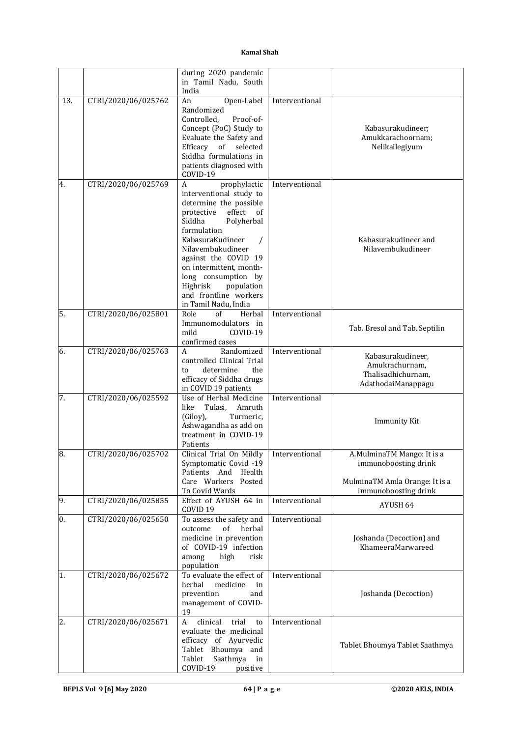| | | during 2020 pandemic in Tamil Nadu, South India | | |
|---|---|---|---|---|
| 13. | CTRI/2020/06/025762 | An Open-Label Randomized Controlled, Proof-of-Concept (PoC) Study to Evaluate the Safety and Efficacy of selected Siddha formulations in patients diagnosed with COVID-19 | Interventional | Kabasurakudineer; Amukkarachoornam; Nelikailegiyum |
| 4. | CTRI/2020/06/025769 | A prophylactic interventional study to determine the possible protective effect of Siddha Polyherbal formulation KabasuraKudineer / Nilavembukudineer against the COVID 19 on intermittent, month-long consumption by Highrisk population and frontline workers in Tamil Nadu, India | Interventional | Kabasurakudineer and Nilavembukudineer |
| 5. | CTRI/2020/06/025801 | Role of Herbal Immunomodulators in mild COVID-19 confirmed cases | Interventional | Tab. Bresol and Tab. Septilin |
| 6. | CTRI/2020/06/025763 | A Randomized controlled Clinical Trial to determine the efficacy of Siddha drugs in COVID 19 patients | Interventional | Kabasurakudineer, Amukrachurnam, Thalisadhichurnam, AdathodaiManappagu |
| 7. | CTRI/2020/06/025592 | Use of Herbal Medicine like Tulasi, Amruth (Giloy), Turmeric, Ashwagandha as add on treatment in COVID-19 Patients | Interventional | Immunity Kit |
| 8. | CTRI/2020/06/025702 | Clinical Trial On Mildly Symptomatic Covid -19 Patients And Health Care Workers Posted To Covid Wards | Interventional | A.MulminaTM Mango: It is a immunoboosting drink<br><br>MulminaTM Amla Orange: It is a immunoboosting drink |
| 9. | CTRI/2020/06/025855 | Effect of AYUSH 64 in COVID 19 | Interventional | AYUSH 64 |
| 0. | CTRI/2020/06/025650 | To assess the safety and outcome of herbal medicine in prevention of COVID-19 infection among high risk population | Interventional | Joshanda (Decoction) and KhameeraMarwareed |
| 1. | CTRI/2020/06/025672 | To evaluate the effect of herbal medicine in prevention and management of COVID-19 | Interventional | Joshanda (Decoction) |
| 2. | CTRI/2020/06/025671 | A clinical trial to evaluate the medicinal efficacy of Ayurvedic Tablet Bhoumya and Tablet Saathmya in COVID-19 positive | Interventional | Tablet Bhoumya Tablet Saathmya |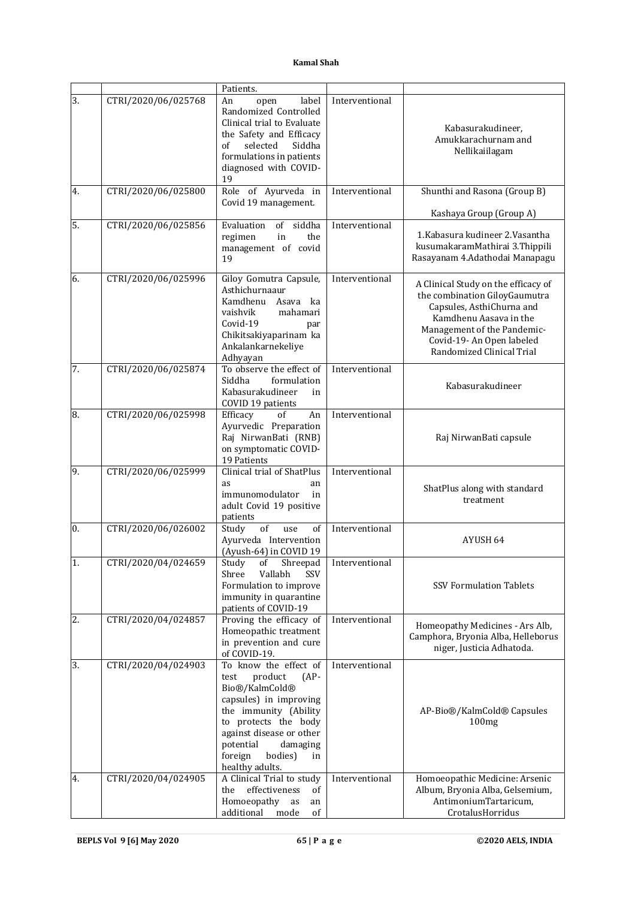|  |  | Patients. |  |  |
|---|---|---|---|---|
| 3. | CTRI/2020/06/025768 | An open label Randomized Controlled Clinical trial to Evaluate the Safety and Efficacy of selected Siddha formulations in patients diagnosed with COVID-19 | Interventional | Kabasurakudineer, Amukkarachurnam and Nellikailagam |
| 4. | CTRI/2020/06/025800 | Role of Ayurveda in Covid 19 management. | Interventional | Shunthi and Rasona (Group B)<br><br>Kashaya Group (Group A) |
| 5. | CTRI/2020/06/025856 | Evaluation of siddha regimen in the management of covid 19 | Interventional | 1.Kabasura kudineer 2.Vasantha kusumakaramMathirai 3.Thippili Rasayanam 4.Adathodai Manapagu |
| 6. | CTRI/2020/06/025996 | Giloy Gomutra Capsule, Asthichurnaaur Kamdhenu Asava ka vaishvik mahamari Covid-19 par Chikitsakiyaparinam ka Ankalankarnekeliye Adhyayan | Interventional | A Clinical Study on the efficacy of the combination GiloyGaumutra Capsules, AsthiChurna and Kamdhenu Aasava in the Management of the Pandemic-Covid-19- An Open labeled Randomized Clinical Trial |
| 7. | CTRI/2020/06/025874 | To observe the effect of Siddha formulation Kabasurakudineer in COVID 19 patients | Interventional | Kabasurakudineer |
| 8. | CTRI/2020/06/025998 | Efficacy of An Ayurvedic Preparation Raj NirwanBati (RNB) on symptomatic COVID-19 Patients | Interventional | Raj NirwanBati capsule |
| 9. | CTRI/2020/06/025999 | Clinical trial of ShatPlus as an immunomodulator in adult Covid 19 positive patients | Interventional | ShatPlus along with standard treatment |
| 0. | CTRI/2020/06/026002 | Study of use of Ayurveda Intervention (Ayush-64) in COVID 19 | Interventional | AYUSH 64 |
| 1. | CTRI/2020/04/024659 | Study of Shreepad Shree Vallabh SSV Formulation to improve immunity in quarantine patients of COVID-19 | Interventional | SSV Formulation Tablets |
| 2. | CTRI/2020/04/024857 | Proving the efficacy of Homeopathic treatment in prevention and cure of COVID-19. | Interventional | Homeopathy Medicines - Ars Alb, Camphora, Bryonia Alba, Helleborus niger, Justicia Adhatoda. |
| 3. | CTRI/2020/04/024903 | To know the effect of test product (AP-Bio®/KalmCold® capsules) in improving the immunity (Ability to protects the body against disease or other potential damaging foreign bodies) in healthy adults. | Interventional | AP-Bio®/KalmCold® Capsules 100mg |
| 4. | CTRI/2020/04/024905 | A Clinical Trial to study the effectiveness of Homoeopathy as an additional mode of | Interventional | Homoeopathic Medicine: Arsenic Album, Bryonia Alba, Gelsemium, AntimoniumTartaricum, CrotalusHorridus |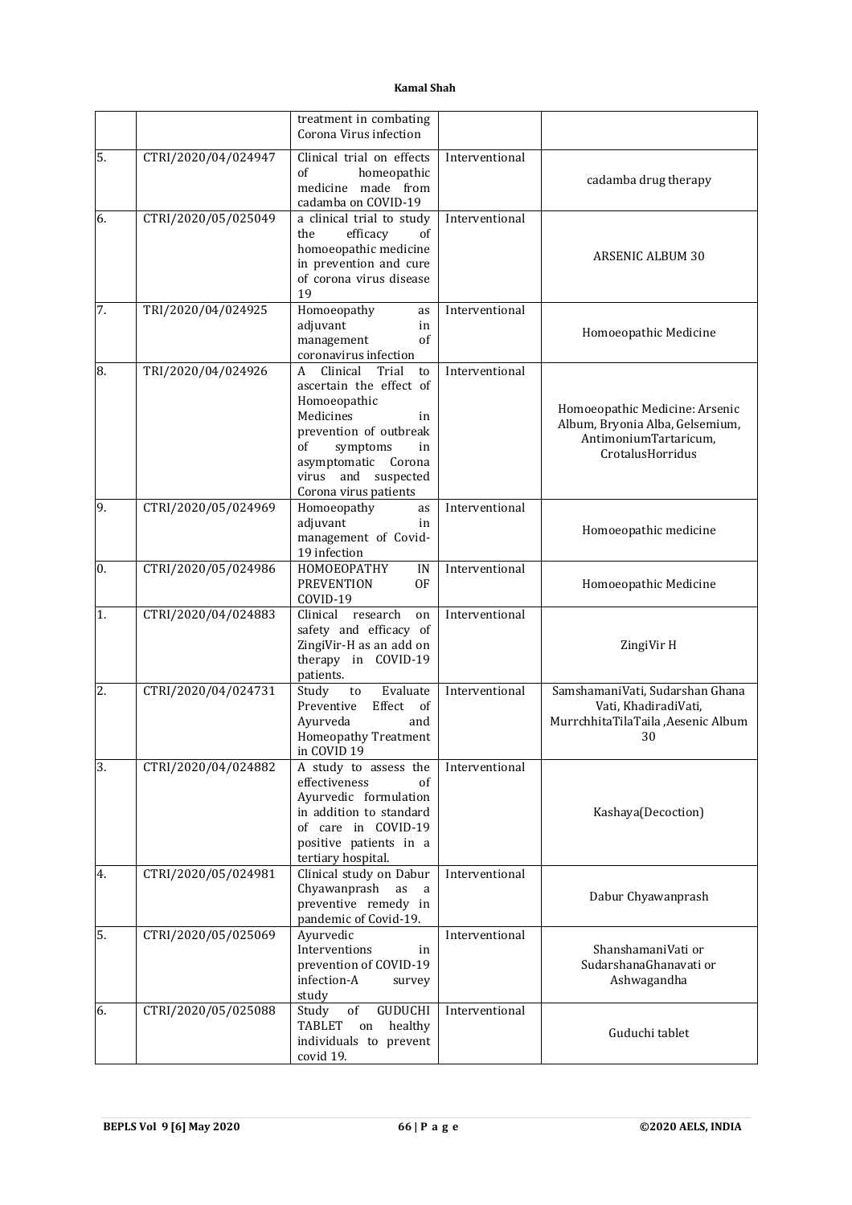|  |  | treatment in combating Corona Virus infection |  |  |
|---|---|---|---|---|
| 5. | CTRI/2020/04/024947 | Clinical trial on effects of homeopathic medicine made from cadamba on COVID-19 | Interventional | cadamba drug therapy |
| 6. | CTRI/2020/05/025049 | a clinical trial to study the efficacy of homoeopathic medicine in prevention and cure of corona virus disease 19 | Interventional | ARSENIC ALBUM 30 |
| 7. | TRI/2020/04/024925 | Homoeopathy as adjuvant in management of coronavirus infection | Interventional | Homoeopathic Medicine |
| 8. | TRI/2020/04/024926 | A Clinical Trial to ascertain the effect of Homoeopathic Medicines in prevention of outbreak of symptoms in asymptomatic Corona virus and suspected Corona virus patients | Interventional | Homoeopathic Medicine: Arsenic Album, Bryonia Alba, Gelsemium, AntimoniumTartaricum, CrotalusHorridus |
| 9. | CTRI/2020/05/024969 | Homoeopathy as adjuvant in management of Covid-19 infection | Interventional | Homoeopathic medicine |
| 0. | CTRI/2020/05/024986 | HOMOEOPATHY IN PREVENTION OF COVID-19 | Interventional | Homoeopathic Medicine |
| 1. | CTRI/2020/04/024883 | Clinical research on safety and efficacy of ZingiVir-H as an add on therapy in COVID-19 patients. | Interventional | ZingiVir H |
| 2. | CTRI/2020/04/024731 | Study to Evaluate Preventive Effect of Ayurveda and Homeopathy Treatment in COVID 19 | Interventional | SamshamaniVati, Sudarshan Ghana Vati, KhadiradiVati, MurrchhitaTilaTaila ,Aesenic Album 30 |
| 3. | CTRI/2020/04/024882 | A study to assess the effectiveness of Ayurvedic formulation in addition to standard of care in COVID-19 positive patients in a tertiary hospital. | Interventional | Kashaya(Decoction) |
| 4. | CTRI/2020/05/024981 | Clinical study on Dabur Chyawanprash as a preventive remedy in pandemic of Covid-19. | Interventional | Dabur Chyawanprash |
| 5. | CTRI/2020/05/025069 | Ayurvedic Interventions in prevention of COVID-19 infection-A survey study | Interventional | ShanshamaniVati or SudarshanaGhanavati or Ashwagandha |
| 6. | CTRI/2020/05/025088 | Study of GUDUCHI TABLET on healthy individuals to prevent covid 19. | Interventional | Guduchi tablet |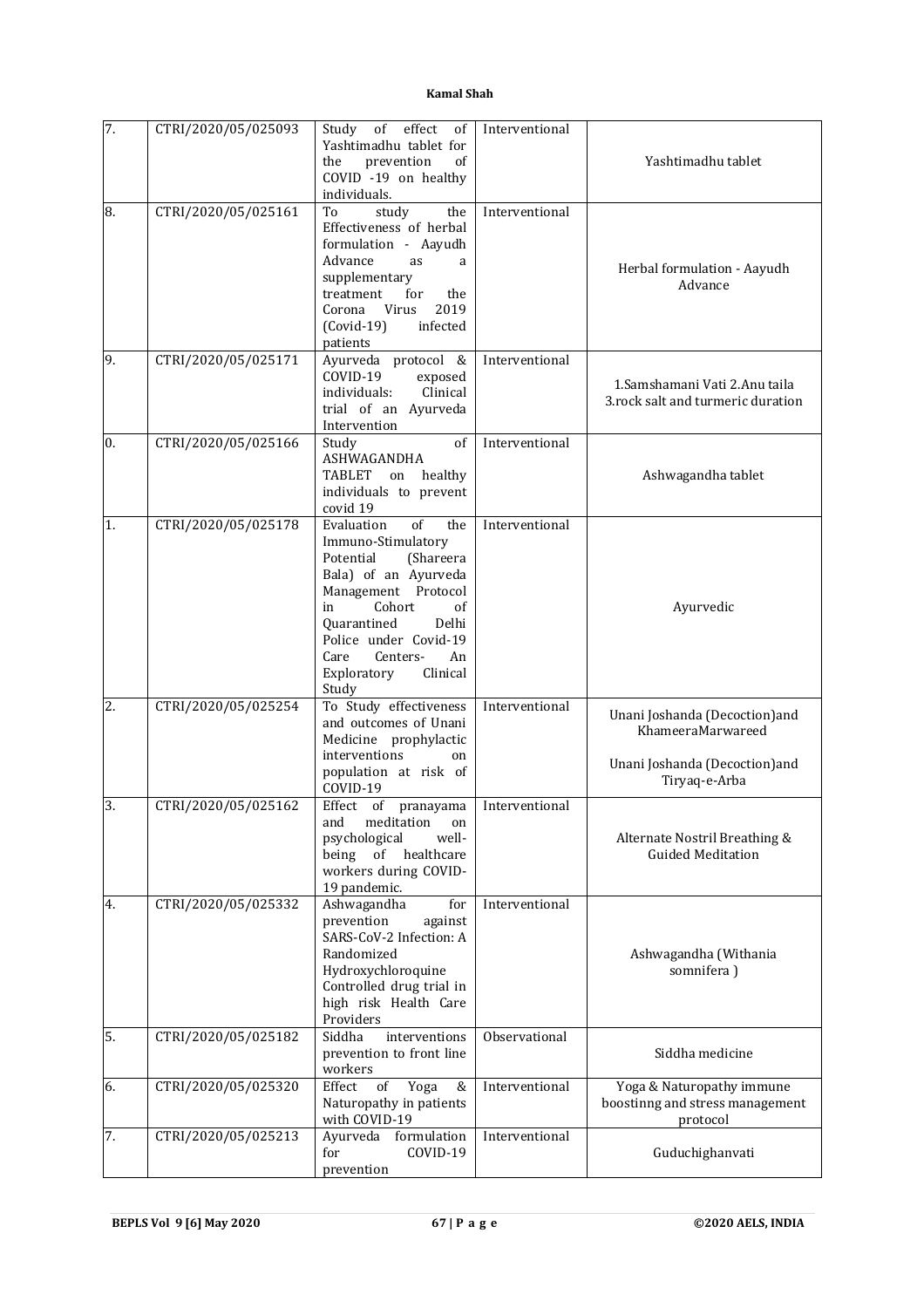| 7. | CTRI/2020/05/025093 | Study of effect of Yashtimadhu tablet for the prevention of COVID -19 on healthy individuals. | Interventional | Yashtimadhu tablet |
|---|---|---|---|---|
| 8. | CTRI/2020/05/025161 | To study the Effectiveness of herbal formulation - Aayudh Advance as a supplementary treatment for the Corona Virus 2019 (Covid-19) infected patients | Interventional | Herbal formulation - Aayudh Advance |
| 9. | CTRI/2020/05/025171 | Ayurveda protocol & COVID-19 exposed individuals: Clinical trial of an Ayurveda Intervention | Interventional | 1.Samshamani Vati 2.Anu taila 3.rock salt and turmeric duration |
| 0. | CTRI/2020/05/025166 | Study of ASHWAGANDHA TABLET on healthy individuals to prevent covid 19 | Interventional | Ashwagandha tablet |
| 1. | CTRI/2020/05/025178 | Evaluation of the Immuno-Stimulatory Potential (Shareera Bala) of an Ayurveda Management Protocol in Cohort of Quarantined Delhi Police under Covid-19 Care Centers- An Exploratory Clinical Study | Interventional | Ayurvedic |
| 2. | CTRI/2020/05/025254 | To Study effectiveness and outcomes of Unani Medicine prophylactic interventions on population at risk of COVID-19 | Interventional | Unani Joshanda (Decoction)and KhameeraMarwareed<br><br>Unani Joshanda (Decoction)and Tiryaq-e-Arba |
| 3. | CTRI/2020/05/025162 | Effect of pranayama and meditation on psychological well-being of healthcare workers during COVID-19 pandemic. | Interventional | Alternate Nostril Breathing & Guided Meditation |
| 4. | CTRI/2020/05/025332 | Ashwagandha for prevention against SARS-CoV-2 Infection: A Randomized Hydroxychloroquine Controlled drug trial in high risk Health Care Providers | Interventional | Ashwagandha (Withania somnifera ) |
| 5. | CTRI/2020/05/025182 | Siddha interventions prevention to front line workers | Observational | Siddha medicine |
| 6. | CTRI/2020/05/025320 | Effect of Yoga & Naturopathy in patients with COVID-19 | Interventional | Yoga & Naturopathy immune boostinng and stress management protocol |
| 7. | CTRI/2020/05/025213 | Ayurveda formulation for COVID-19 prevention | Interventional | Guduchighanvati |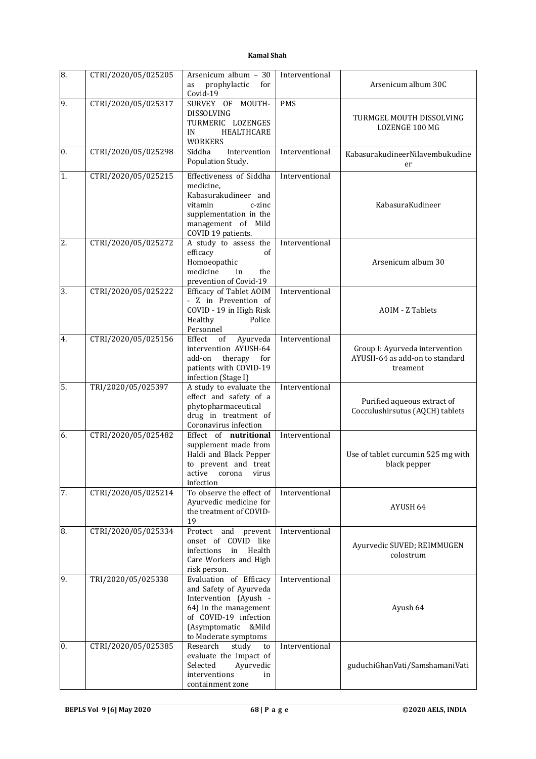| | | | | |
|---|---|---|---|---|
| 8. | CTRI/2020/05/025205 | Arsenicum album – 30 as prophylactic for Covid-19 | Interventional | Arsenicum album 30C |
| 9. | CTRI/2020/05/025317 | SURVEY OF MOUTH-DISSOLVING TURMERIC LOZENGES IN HEALTHCARE WORKERS | PMS | TURMGEL MOUTH DISSOLVING LOZENGE 100 MG |
| 0. | CTRI/2020/05/025298 | Siddha Intervention Population Study. | Interventional | KabasurakudineerNilavembukudineer |
| 1. | CTRI/2020/05/025215 | Effectiveness of Siddha medicine, Kabasurakudineer and vitamin c-zinc supplementation in the management of Mild COVID 19 patients. | Interventional | KabasuraKudineer |
| 2. | CTRI/2020/05/025272 | A study to assess the efficacy of Homoeopathic medicine in the prevention of Covid-19 | Interventional | Arsenicum album 30 |
| 3. | CTRI/2020/05/025222 | Efficacy of Tablet AOIM - Z in Prevention of COVID - 19 in High Risk Healthy Police Personnel | Interventional | AOIM - Z Tablets |
| 4. | CTRI/2020/05/025156 | Effect of Ayurveda intervention AYUSH-64 add-on therapy for patients with COVID-19 infection (Stage I) | Interventional | Group I: Ayurveda intervention AYUSH-64 as add-on to standard treament |
| 5. | TRI/2020/05/025397 | A study to evaluate the effect and safety of a phytopharmaceutical drug in treatment of Coronavirus infection | Interventional | Purified aqueous extract of Cocculushirsutus (AQCH) tablets |
| 6. | CTRI/2020/05/025482 | Effect of **nutritional** supplement made from Haldi and Black Pepper to prevent and treat active corona virus infection | Interventional | Use of tablet curcumin 525 mg with black pepper |
| 7. | CTRI/2020/05/025214 | To observe the effect of Ayurvedic medicine for the treatment of COVID-19 | Interventional | AYUSH 64 |
| 8. | CTRI/2020/05/025334 | Protect and prevent onset of COVID like infections in Health Care Workers and High risk person. | Interventional | Ayurvedic SUVED; REIMMUGEN colostrum |
| 9. | TRI/2020/05/025338 | Evaluation of Efficacy and Safety of Ayurveda Intervention (Ayush - 64) in the management of COVID-19 infection (Asymptomatic &Mild to Moderate symptoms | Interventional | Ayush 64 |
| 0. | CTRI/2020/05/025385 | Research study to evaluate the impact of Selected Ayurvedic interventions in containment zone | Interventional | guduchiGhanVati/SamshamaniVati |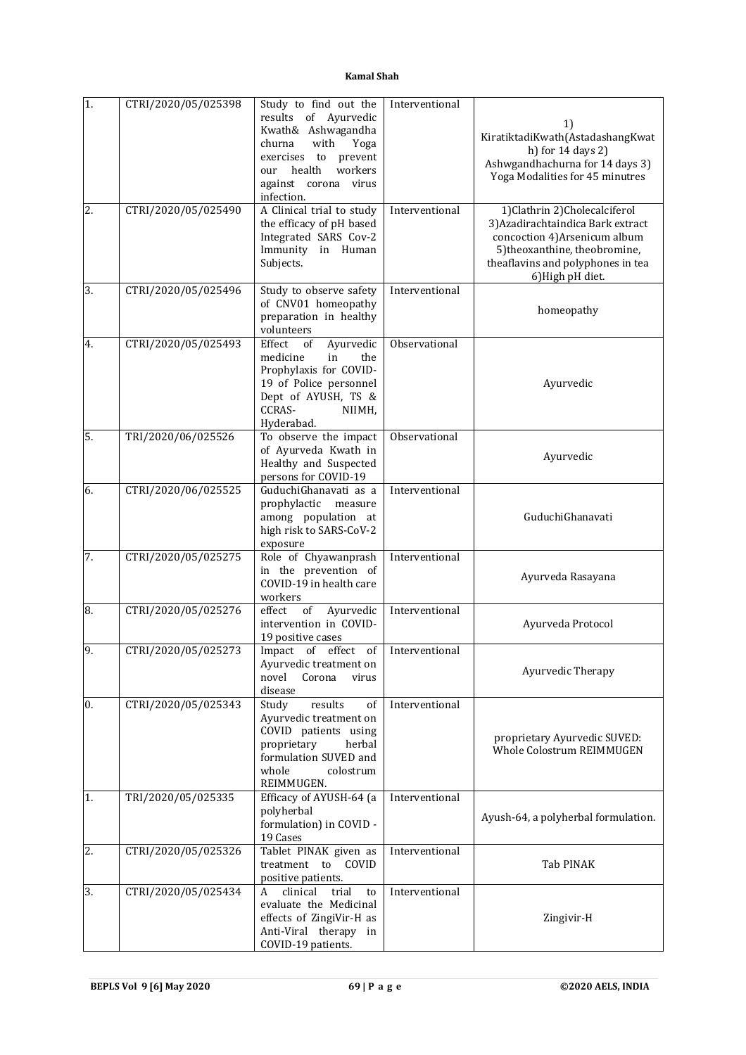| 1. | CTRI/2020/05/025398 | Study to find out the results of Ayurvedic Kwath& Ashwagandha churna with Yoga exercises to prevent our health workers against corona virus infection. | Interventional | 1) KiratiktadiKwath(AstadashangKwath) for 14 days 2) Ashwgandhachurna for 14 days 3) Yoga Modalities for 45 minutres |
|---|---|---|---|---|
| 2. | CTRI/2020/05/025490 | A Clinical trial to study the efficacy of pH based Integrated SARS Cov-2 Immunity in Human Subjects. | Interventional | 1)Clathrin 2)Cholecalciferol 3)Azadirachtaindica Bark extract concoction 4)Arsenicum album 5)theoxanthine, theobromine, theaflavins and polyphones in tea 6)High pH diet. |
| 3. | CTRI/2020/05/025496 | Study to observe safety of CNV01 homeopathy preparation in healthy volunteers | Interventional | homeopathy |
| 4. | CTRI/2020/05/025493 | Effect of Ayurvedic medicine in the Prophylaxis for COVID-19 of Police personnel Dept of AYUSH, TS & CCRAS- NIIMH, Hyderabad. | Observational | Ayurvedic |
| 5. | TRI/2020/06/025526 | To observe the impact of Ayurveda Kwath in Healthy and Suspected persons for COVID-19 | Observational | Ayurvedic |
| 6. | CTRI/2020/06/025525 | GuduchiGhanavati as a prophylactic measure among population at high risk to SARS-CoV-2 exposure | Interventional | GuduchiGhanavati |
| 7. | CTRI/2020/05/025275 | Role of Chyawanprash in the prevention of COVID-19 in health care workers | Interventional | Ayurveda Rasayana |
| 8. | CTRI/2020/05/025276 | effect of Ayurvedic intervention in COVID-19 positive cases | Interventional | Ayurveda Protocol |
| 9. | CTRI/2020/05/025273 | Impact of effect of Ayurvedic treatment on novel Corona virus disease | Interventional | Ayurvedic Therapy |
| 0. | CTRI/2020/05/025343 | Study results of Ayurvedic treatment on COVID patients using proprietary herbal formulation SUVED and whole colostrum REIMMUGEN. | Interventional | proprietary Ayurvedic SUVED: Whole Colostrum REIMMUGEN |
| 1. | TRI/2020/05/025335 | Efficacy of AYUSH-64 (a polyherbal formulation) in COVID -19 Cases | Interventional | Ayush-64, a polyherbal formulation. |
| 2. | CTRI/2020/05/025326 | Tablet PINAK given as treatment to COVID positive patients. | Interventional | Tab PINAK |
| 3. | CTRI/2020/05/025434 | A clinical trial to evaluate the Medicinal effects of ZingiVir-H as Anti-Viral therapy in COVID-19 patients. | Interventional | Zingivir-H |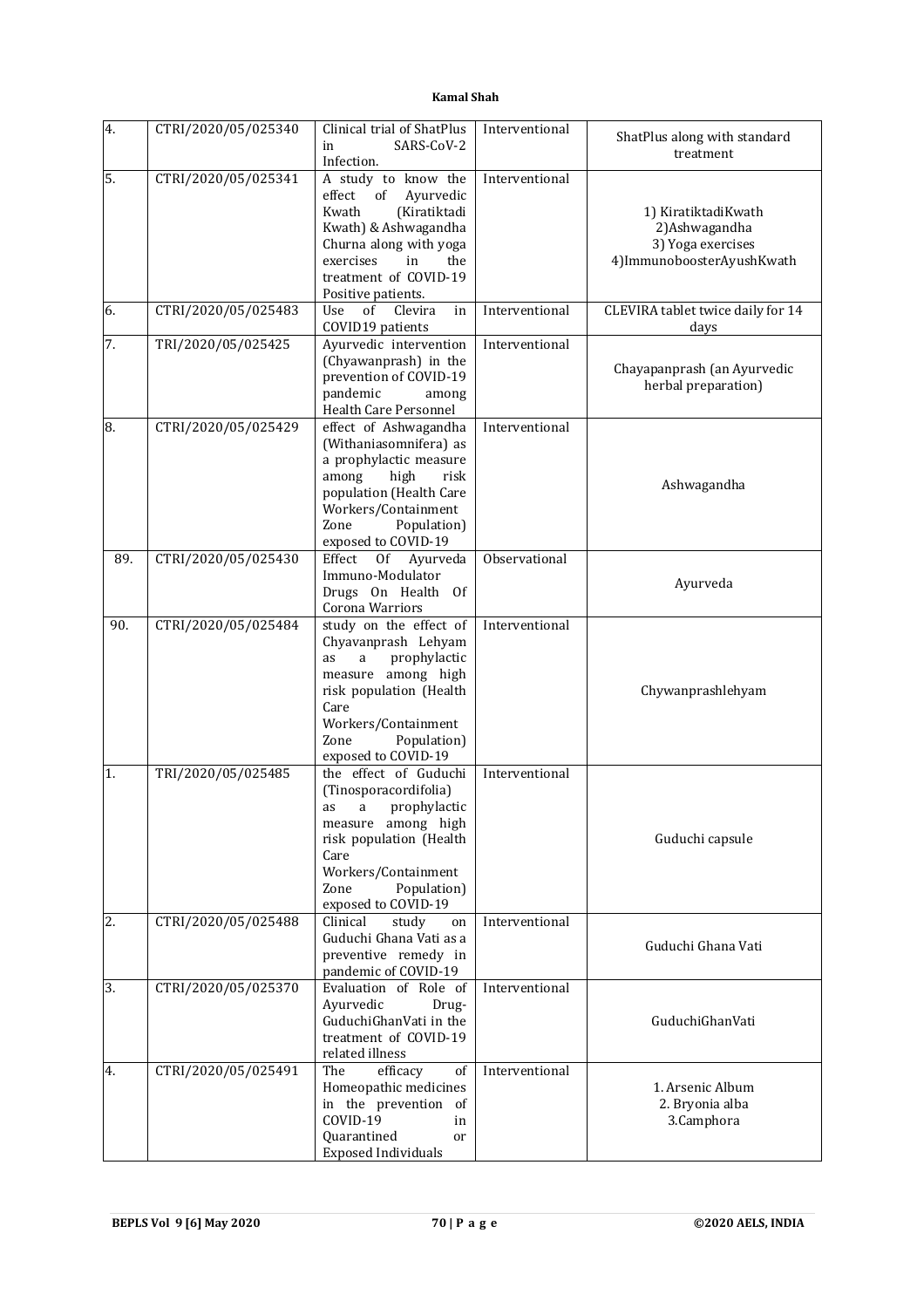| 4. | CTRI/2020/05/025340 | Clinical trial of ShatPlus in SARS-CoV-2 Infection. | Interventional | ShatPlus along with standard treatment |
|---|---|---|---|---|
| 5. | CTRI/2020/05/025341 | A study to know the effect of Ayurvedic Kwath (Kiratiktadi Kwath) & Ashwagandha Churna along with yoga exercises in the treatment of COVID-19 Positive patients. | Interventional | 1) KiratiktadiKwath<br>2)Ashwagandha<br>3) Yoga exercises<br>4)ImmunoboosterAyushKwath |
| 6. | CTRI/2020/05/025483 | Use of Clevira in COVID19 patients | Interventional | CLEVIRA tablet twice daily for 14 days |
| 7. | TRI/2020/05/025425 | Ayurvedic intervention (Chyawanprash) in the prevention of COVID-19 pandemic among Health Care Personnel | Interventional | Chayapanprash (an Ayurvedic herbal preparation) |
| 8. | CTRI/2020/05/025429 | effect of Ashwagandha (Withaniasomnifera) as a prophylactic measure among high risk population (Health Care Workers/Containment Zone Population) exposed to COVID-19 | Interventional | Ashwagandha |
| 89. | CTRI/2020/05/025430 | Effect Of Ayurveda Immuno-Modulator Drugs On Health Of Corona Warriors | Observational | Ayurveda |
| 90. | CTRI/2020/05/025484 | study on the effect of Chyavanprash Lehyam as a prophylactic measure among high risk population (Health Care Workers/Containment Zone Population) exposed to COVID-19 | Interventional | Chywanprashlehyam |
| 1. | TRI/2020/05/025485 | the effect of Guduchi (Tinosporacordifolia) as a prophylactic measure among high risk population (Health Care Workers/Containment Zone Population) exposed to COVID-19 | Interventional | Guduchi capsule |
| 2. | CTRI/2020/05/025488 | Clinical study on Guduchi Ghana Vati as a preventive remedy in pandemic of COVID-19 | Interventional | Guduchi Ghana Vati |
| 3. | CTRI/2020/05/025370 | Evaluation of Role of Ayurvedic Drug-GuduchiGhanVati in the treatment of COVID-19 related illness | Interventional | GuduchiGhanVati |
| 4. | CTRI/2020/05/025491 | The efficacy of Homeopathic medicines in the prevention of COVID-19 in Quarantined or Exposed Individuals | Interventional | 1. Arsenic Album<br>2. Bryonia alba<br>3.Camphora |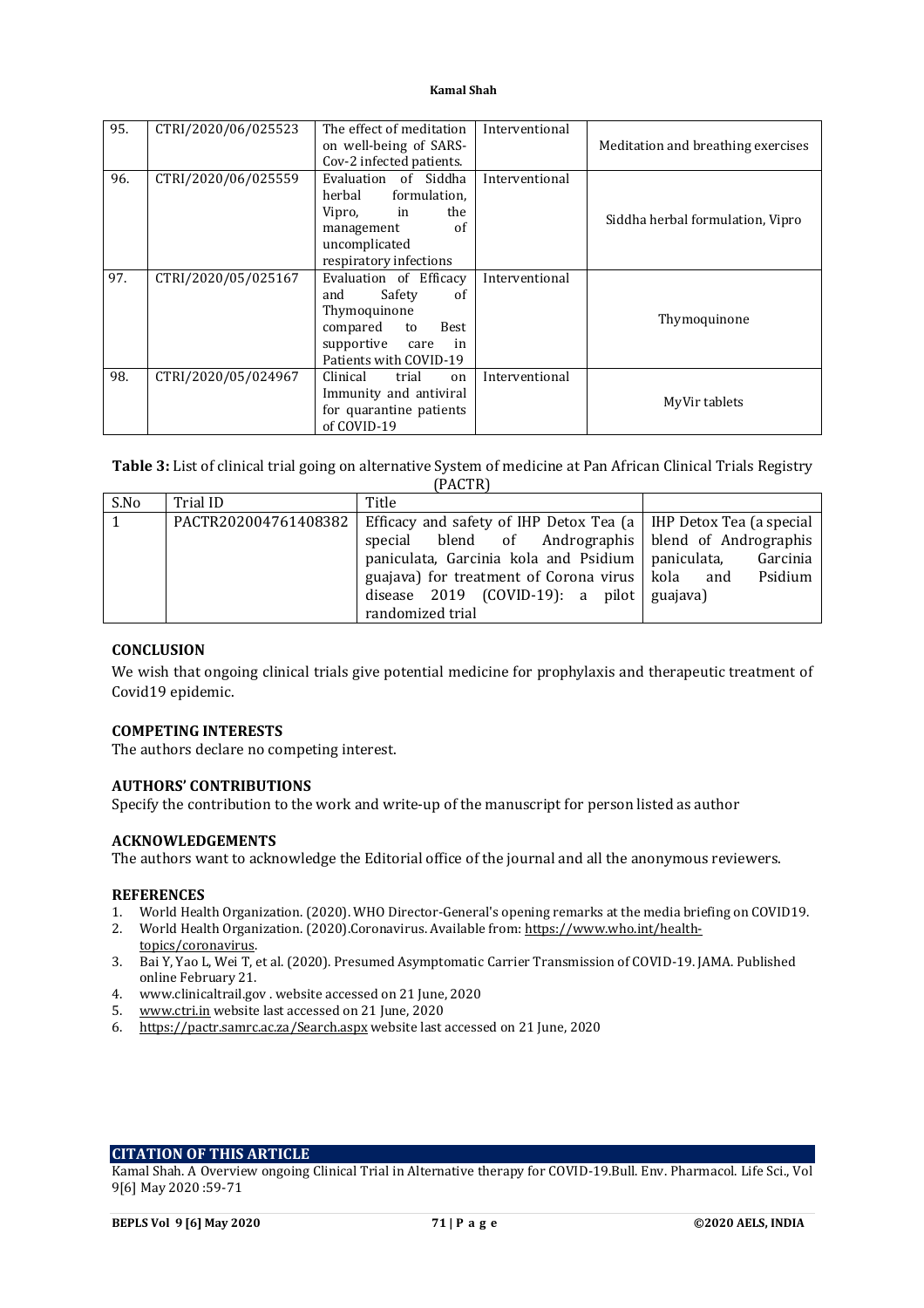| | | | | |
|---|---|---|---|---|
| 95. | CTRI/2020/06/025523 | The effect of meditation on well-being of SARS-Cov-2 infected patients. | Interventional | Meditation and breathing exercises |
| 96. | CTRI/2020/06/025559 | Evaluation of Siddha herbal formulation, Vipro, in the management of uncomplicated respiratory infections | Interventional | Siddha herbal formulation, Vipro |
| 97. | CTRI/2020/05/025167 | Evaluation of Efficacy and Safety of Thymoquinone compared to Best supportive care in Patients with COVID-19 | Interventional | Thymoquinone |
| 98. | CTRI/2020/05/024967 | Clinical trial on Immunity and antiviral for quarantine patients of COVID-19 | Interventional | MyVir tablets |

**Table 3:** List of clinical trial going on alternative System of medicine at Pan African Clinical Trials Registry (PACTR)

| S.No | Trial ID | Title | |
|---|---|---|---|
| 1 | PACTR202004761408382 | Efficacy and safety of IHP Detox Tea (a special blend of Andrographis paniculata, Garcinia kola and Psidium guajava) for treatment of Corona virus disease 2019 (COVID-19): a pilot randomized trial | IHP Detox Tea (a special blend of Andrographis paniculata, Garcinia kola and Psidium guajava) |

## CONCLUSION

We wish that ongoing clinical trials give potential medicine for prophylaxis and therapeutic treatment of Covid19 epidemic.

## COMPETING INTERESTS

The authors declare no competing interest.

## AUTHORS' CONTRIBUTIONS

Specify the contribution to the work and write-up of the manuscript for person listed as author

## ACKNOWLEDGEMENTS

The authors want to acknowledge the Editorial office of the journal and all the anonymous reviewers.

## REFERENCES

1. World Health Organization. (2020). WHO Director-General's opening remarks at the media briefing on COVID19.
2. World Health Organization. (2020).Coronavirus. Available from: https://www.who.int/health-topics/coronavirus.
3. Bai Y, Yao L, Wei T, et al. (2020). Presumed Asymptomatic Carrier Transmission of COVID-19. JAMA. Published online February 21.
4. www.clinicaltrail.gov . website accessed on 21 June, 2020
5. www.ctri.in website last accessed on 21 June, 2020
6. https://pactr.samrc.ac.za/Search.aspx website last accessed on 21 June, 2020

**CITATION OF THIS ARTICLE**

Kamal Shah. A Overview ongoing Clinical Trial in Alternative therapy for COVID-19.Bull. Env. Pharmacol. Life Sci., Vol 9[6] May 2020 :59-71